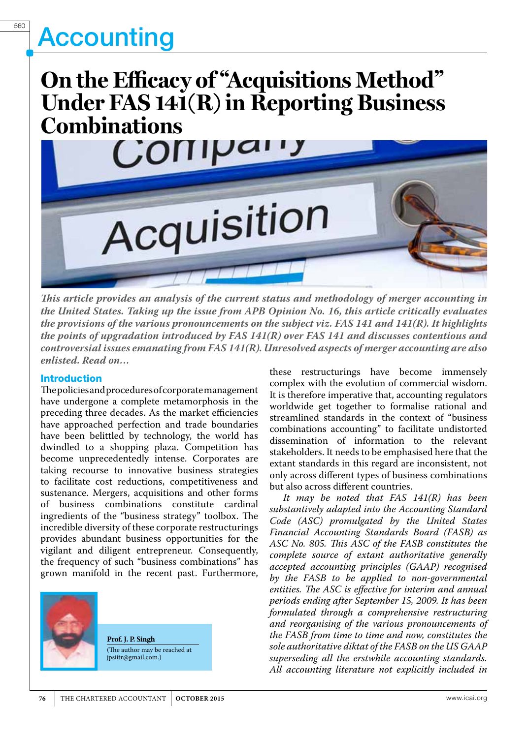# On the Efficacy of "Acquisitions Method" Under FAS 141(R) in Reporting Business Combinations

*This article provides an analysis of the current status and methodology of merger accounting in the United States. Taking up the issue from APB Opinion No. 16, this article critically evaluates the provisions of the various pronouncements on the subject viz. FAS 141 and 141(R). It highlights the points of upgradation introduced by FAS 141(R) over FAS 141 and discusses contentious and controversial issues emanating from FAS 141(R). Unresolved aspects of merger accounting are also enlisted. Read on…*

**Prof. J. P. Singh**
(The author may be reached at jpsiitr@gmail.com.)

## Introduction

The policies and procedures of corporate management have undergone a complete metamorphosis in the preceding three decades. As the market efficiencies have approached perfection and trade boundaries have been belittled by technology, the world has dwindled to a shopping plaza. Competition has become unprecedentedly intense. Corporates are taking recourse to innovative business strategies to facilitate cost reductions, competitiveness and sustenance. Mergers, acquisitions and other forms of business combinations constitute cardinal ingredients of the "business strategy" toolbox. The incredible diversity of these corporate restructurings provides abundant business opportunities for the vigilant and diligent entrepreneur. Consequently, the frequency of such "business combinations" has grown manifold in the recent past. Furthermore, these restructurings have become immensely complex with the evolution of commercial wisdom. It is therefore imperative that, accounting regulators worldwide get together to formalise rational and streamlined standards in the context of "business combinations accounting" to facilitate undistorted dissemination of information to the relevant stakeholders. It needs to be emphasised here that the extant standards in this regard are inconsistent, not only across different types of business combinations but also across different countries.

*It may be noted that FAS 141(R) has been substantively adapted into the Accounting Standard Code (ASC) promulgated by the United States Financial Accounting Standards Board (FASB) as ASC No. 805. This ASC of the FASB constitutes the complete source of extant authoritative generally accepted accounting principles (GAAP) recognised by the FASB to be applied to non-governmental entities. The ASC is effective for interim and annual periods ending after September 15, 2009. It has been formulated through a comprehensive restructuring and reorganising of the various pronouncements of the FASB from time to time and now, constitutes the sole authoritative diktat of the FASB on the US GAAP superseding all the erstwhile accounting standards. All accounting literature not explicitly included in*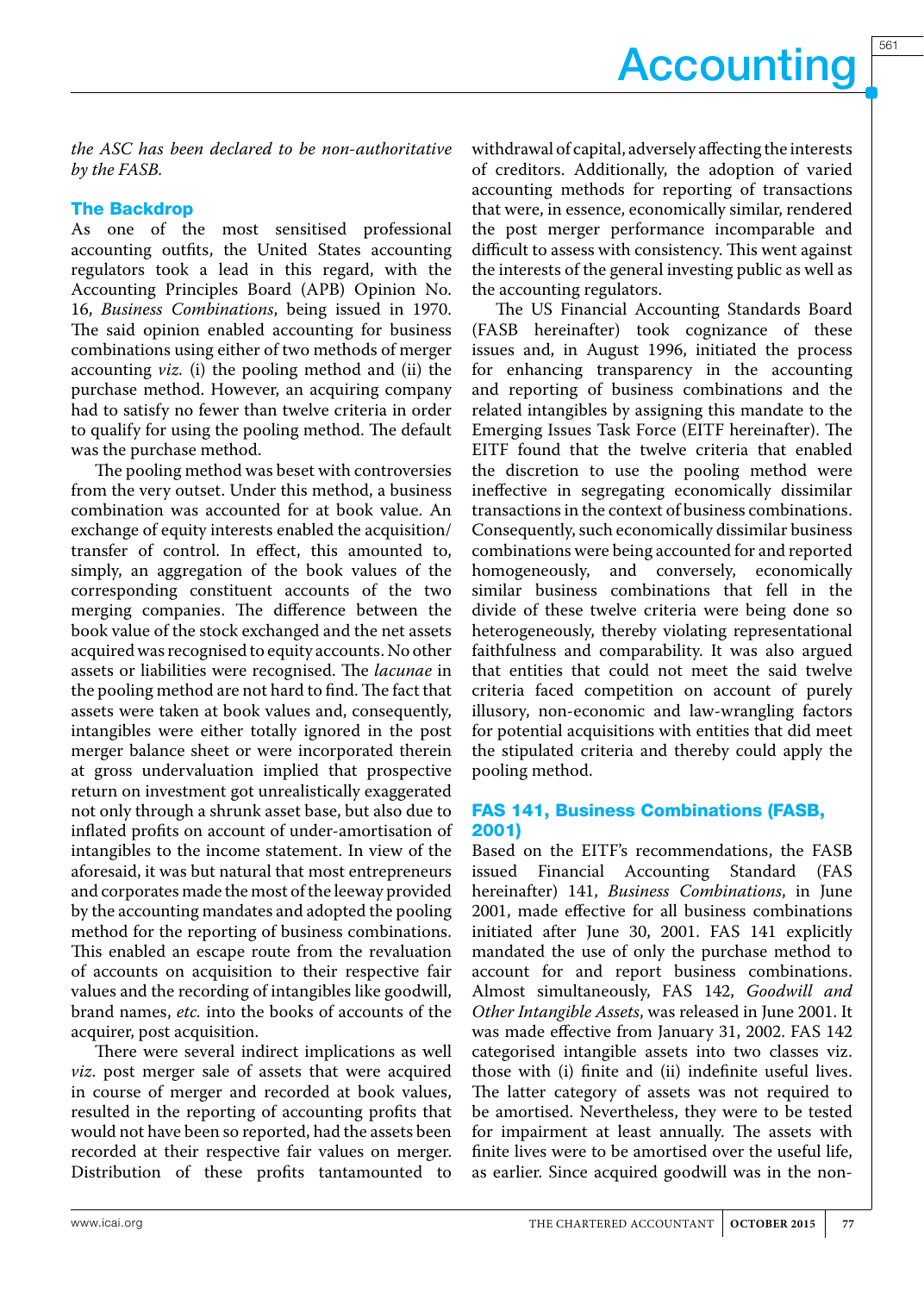*the ASC has been declared to be non-authoritative by the FASB.*

## The Backdrop

As one of the most sensitised professional accounting outfits, the United States accounting regulators took a lead in this regard, with the Accounting Principles Board (APB) Opinion No. 16, *Business Combinations*, being issued in 1970. The said opinion enabled accounting for business combinations using either of two methods of merger accounting *viz.* (i) the pooling method and (ii) the purchase method. However, an acquiring company had to satisfy no fewer than twelve criteria in order to qualify for using the pooling method. The default was the purchase method.

The pooling method was beset with controversies from the very outset. Under this method, a business combination was accounted for at book value. An exchange of equity interests enabled the acquisition/ transfer of control. In effect, this amounted to, simply, an aggregation of the book values of the corresponding constituent accounts of the two merging companies. The difference between the book value of the stock exchanged and the net assets acquired was recognised to equity accounts. No other assets or liabilities were recognised. The *lacunae* in the pooling method are not hard to find. The fact that assets were taken at book values and, consequently, intangibles were either totally ignored in the post merger balance sheet or were incorporated therein at gross undervaluation implied that prospective return on investment got unrealistically exaggerated not only through a shrunk asset base, but also due to inflated profits on account of under-amortisation of intangibles to the income statement. In view of the aforesaid, it was but natural that most entrepreneurs and corporates made the most of the leeway provided by the accounting mandates and adopted the pooling method for the reporting of business combinations. This enabled an escape route from the revaluation of accounts on acquisition to their respective fair values and the recording of intangibles like goodwill, brand names, *etc.* into the books of accounts of the acquirer, post acquisition.

There were several indirect implications as well *viz*. post merger sale of assets that were acquired in course of merger and recorded at book values, resulted in the reporting of accounting profits that would not have been so reported, had the assets been recorded at their respective fair values on merger. Distribution of these profits tantamounted to withdrawal of capital, adversely affecting the interests of creditors. Additionally, the adoption of varied accounting methods for reporting of transactions that were, in essence, economically similar, rendered the post merger performance incomparable and difficult to assess with consistency. This went against the interests of the general investing public as well as the accounting regulators.

The US Financial Accounting Standards Board (FASB hereinafter) took cognizance of these issues and, in August 1996, initiated the process for enhancing transparency in the accounting and reporting of business combinations and the related intangibles by assigning this mandate to the Emerging Issues Task Force (EITF hereinafter). The EITF found that the twelve criteria that enabled the discretion to use the pooling method were ineffective in segregating economically dissimilar transactions in the context of business combinations. Consequently, such economically dissimilar business combinations were being accounted for and reported homogeneously, and conversely, economically similar business combinations that fell in the divide of these twelve criteria were being done so heterogeneously, thereby violating representational faithfulness and comparability. It was also argued that entities that could not meet the said twelve criteria faced competition on account of purely illusory, non-economic and law-wrangling factors for potential acquisitions with entities that did meet the stipulated criteria and thereby could apply the pooling method.

## FAS 141, Business Combinations (FASB, 2001)

Based on the EITF's recommendations, the FASB issued Financial Accounting Standard (FAS hereinafter) 141, *Business Combinations*, in June 2001, made effective for all business combinations initiated after June 30, 2001. FAS 141 explicitly mandated the use of only the purchase method to account for and report business combinations. Almost simultaneously, FAS 142, *Goodwill and Other Intangible Assets*, was released in June 2001. It was made effective from January 31, 2002. FAS 142 categorised intangible assets into two classes viz. those with (i) finite and (ii) indefinite useful lives. The latter category of assets was not required to be amortised. Nevertheless, they were to be tested for impairment at least annually. The assets with finite lives were to be amortised over the useful life, as earlier. Since acquired goodwill was in the non-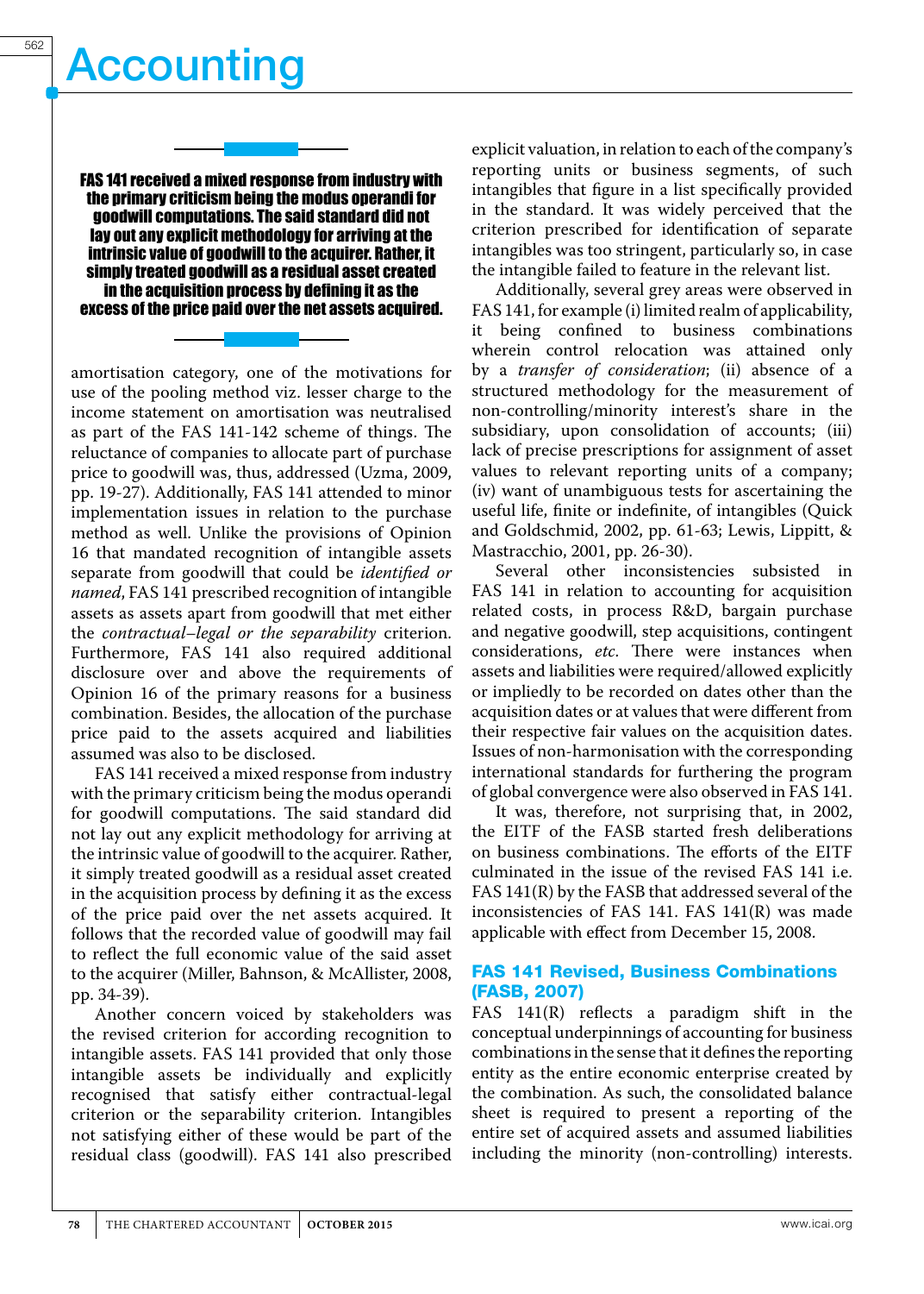> **FAS 141 received a mixed response from industry with the primary criticism being the modus operandi for goodwill computations. The said standard did not lay out any explicit methodology for arriving at the intrinsic value of goodwill to the acquirer. Rather, it simply treated goodwill as a residual asset created in the acquisition process by defining it as the excess of the price paid over the net assets acquired.**

amortisation category, one of the motivations for use of the pooling method viz. lesser charge to the income statement on amortisation was neutralised as part of the FAS 141-142 scheme of things. The reluctance of companies to allocate part of purchase price to goodwill was, thus, addressed (Uzma, 2009, pp. 19-27). Additionally, FAS 141 attended to minor implementation issues in relation to the purchase method as well. Unlike the provisions of Opinion 16 that mandated recognition of intangible assets separate from goodwill that could be *identified or named*, FAS 141 prescribed recognition of intangible assets as assets apart from goodwill that met either the *contractual–legal or the separability* criterion. Furthermore, FAS 141 also required additional disclosure over and above the requirements of Opinion 16 of the primary reasons for a business combination. Besides, the allocation of the purchase price paid to the assets acquired and liabilities assumed was also to be disclosed.

FAS 141 received a mixed response from industry with the primary criticism being the modus operandi for goodwill computations. The said standard did not lay out any explicit methodology for arriving at the intrinsic value of goodwill to the acquirer. Rather, it simply treated goodwill as a residual asset created in the acquisition process by defining it as the excess of the price paid over the net assets acquired. It follows that the recorded value of goodwill may fail to reflect the full economic value of the said asset to the acquirer (Miller, Bahnson, & McAllister, 2008, pp. 34-39).

Another concern voiced by stakeholders was the revised criterion for according recognition to intangible assets. FAS 141 provided that only those intangible assets be individually and explicitly recognised that satisfy either contractual-legal criterion or the separability criterion. Intangibles not satisfying either of these would be part of the residual class (goodwill). FAS 141 also prescribed explicit valuation, in relation to each of the company's reporting units or business segments, of such intangibles that figure in a list specifically provided in the standard. It was widely perceived that the criterion prescribed for identification of separate intangibles was too stringent, particularly so, in case the intangible failed to feature in the relevant list.

Additionally, several grey areas were observed in FAS 141, for example (i) limited realm of applicability, it being confined to business combinations wherein control relocation was attained only by a *transfer of consideration*; (ii) absence of a structured methodology for the measurement of non-controlling/minority interest's share in the subsidiary, upon consolidation of accounts; (iii) lack of precise prescriptions for assignment of asset values to relevant reporting units of a company; (iv) want of unambiguous tests for ascertaining the useful life, finite or indefinite, of intangibles (Quick and Goldschmid, 2002, pp. 61-63; Lewis, Lippitt, & Mastracchio, 2001, pp. 26-30).

Several other inconsistencies subsisted in FAS 141 in relation to accounting for acquisition related costs, in process R&D, bargain purchase and negative goodwill, step acquisitions, contingent considerations, *etc.* There were instances when assets and liabilities were required/allowed explicitly or impliedly to be recorded on dates other than the acquisition dates or at values that were different from their respective fair values on the acquisition dates. Issues of non-harmonisation with the corresponding international standards for furthering the program of global convergence were also observed in FAS 141.

It was, therefore, not surprising that, in 2002, the EITF of the FASB started fresh deliberations on business combinations. The efforts of the EITF culminated in the issue of the revised FAS 141 i.e. FAS 141(R) by the FASB that addressed several of the inconsistencies of FAS 141. FAS 141(R) was made applicable with effect from December 15, 2008.

## FAS 141 Revised, Business Combinations (FASB, 2007)

FAS 141(R) reflects a paradigm shift in the conceptual underpinnings of accounting for business combinations in the sense that it defines the reporting entity as the entire economic enterprise created by the combination. As such, the consolidated balance sheet is required to present a reporting of the entire set of acquired assets and assumed liabilities including the minority (non-controlling) interests.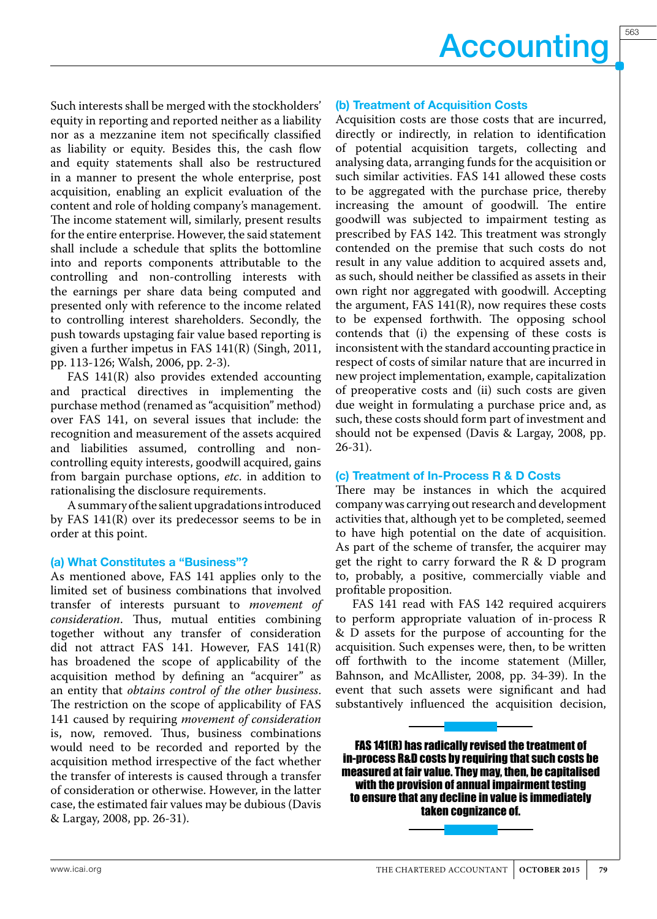Such interests shall be merged with the stockholders' equity in reporting and reported neither as a liability nor as a mezzanine item not specifically classified as liability or equity. Besides this, the cash flow and equity statements shall also be restructured in a manner to present the whole enterprise, post acquisition, enabling an explicit evaluation of the content and role of holding company's management. The income statement will, similarly, present results for the entire enterprise. However, the said statement shall include a schedule that splits the bottomline into and reports components attributable to the controlling and non-controlling interests with the earnings per share data being computed and presented only with reference to the income related to controlling interest shareholders. Secondly, the push towards upstaging fair value based reporting is given a further impetus in FAS 141(R) (Singh, 2011, pp. 113-126; Walsh, 2006, pp. 2-3).

FAS 141(R) also provides extended accounting and practical directives in implementing the purchase method (renamed as "acquisition" method) over FAS 141, on several issues that include: the recognition and measurement of the assets acquired and liabilities assumed, controlling and non-controlling equity interests, goodwill acquired, gains from bargain purchase options, *etc*. in addition to rationalising the disclosure requirements.

A summary of the salient upgradations introduced by FAS 141(R) over its predecessor seems to be in order at this point.

### (a) What Constitutes a "Business"?

As mentioned above, FAS 141 applies only to the limited set of business combinations that involved transfer of interests pursuant to *movement of consideration*. Thus, mutual entities combining together without any transfer of consideration did not attract FAS 141. However, FAS 141(R) has broadened the scope of applicability of the acquisition method by defining an "acquirer" as an entity that *obtains control of the other business*. The restriction on the scope of applicability of FAS 141 caused by requiring *movement of consideration* is, now, removed. Thus, business combinations would need to be recorded and reported by the acquisition method irrespective of the fact whether the transfer of interests is caused through a transfer of consideration or otherwise. However, in the latter case, the estimated fair values may be dubious (Davis & Largay, 2008, pp. 26-31).

### (b) Treatment of Acquisition Costs

Acquisition costs are those costs that are incurred, directly or indirectly, in relation to identification of potential acquisition targets, collecting and analysing data, arranging funds for the acquisition or such similar activities. FAS 141 allowed these costs to be aggregated with the purchase price, thereby increasing the amount of goodwill. The entire goodwill was subjected to impairment testing as prescribed by FAS 142. This treatment was strongly contended on the premise that such costs do not result in any value addition to acquired assets and, as such, should neither be classified as assets in their own right nor aggregated with goodwill. Accepting the argument, FAS 141(R), now requires these costs to be expensed forthwith. The opposing school contends that (i) the expensing of these costs is inconsistent with the standard accounting practice in respect of costs of similar nature that are incurred in new project implementation, example, capitalization of preoperative costs and (ii) such costs are given due weight in formulating a purchase price and, as such, these costs should form part of investment and should not be expensed (Davis & Largay, 2008, pp. 26-31).

### (c) Treatment of In-Process R & D Costs

There may be instances in which the acquired company was carrying out research and development activities that, although yet to be completed, seemed to have high potential on the date of acquisition. As part of the scheme of transfer, the acquirer may get the right to carry forward the R & D program to, probably, a positive, commercially viable and profitable proposition.

FAS 141 read with FAS 142 required acquirers to perform appropriate valuation of in-process R & D assets for the purpose of accounting for the acquisition. Such expenses were, then, to be written off forthwith to the income statement (Miller, Bahnson, and McAllister, 2008, pp. 34-39). In the event that such assets were significant and had substantively influenced the acquisition decision,

**FAS 141(R) has radically revised the treatment of in-process R&D costs by requiring that such costs be measured at fair value. They may, then, be capitalised with the provision of annual impairment testing to ensure that any decline in value is immediately taken cognizance of.**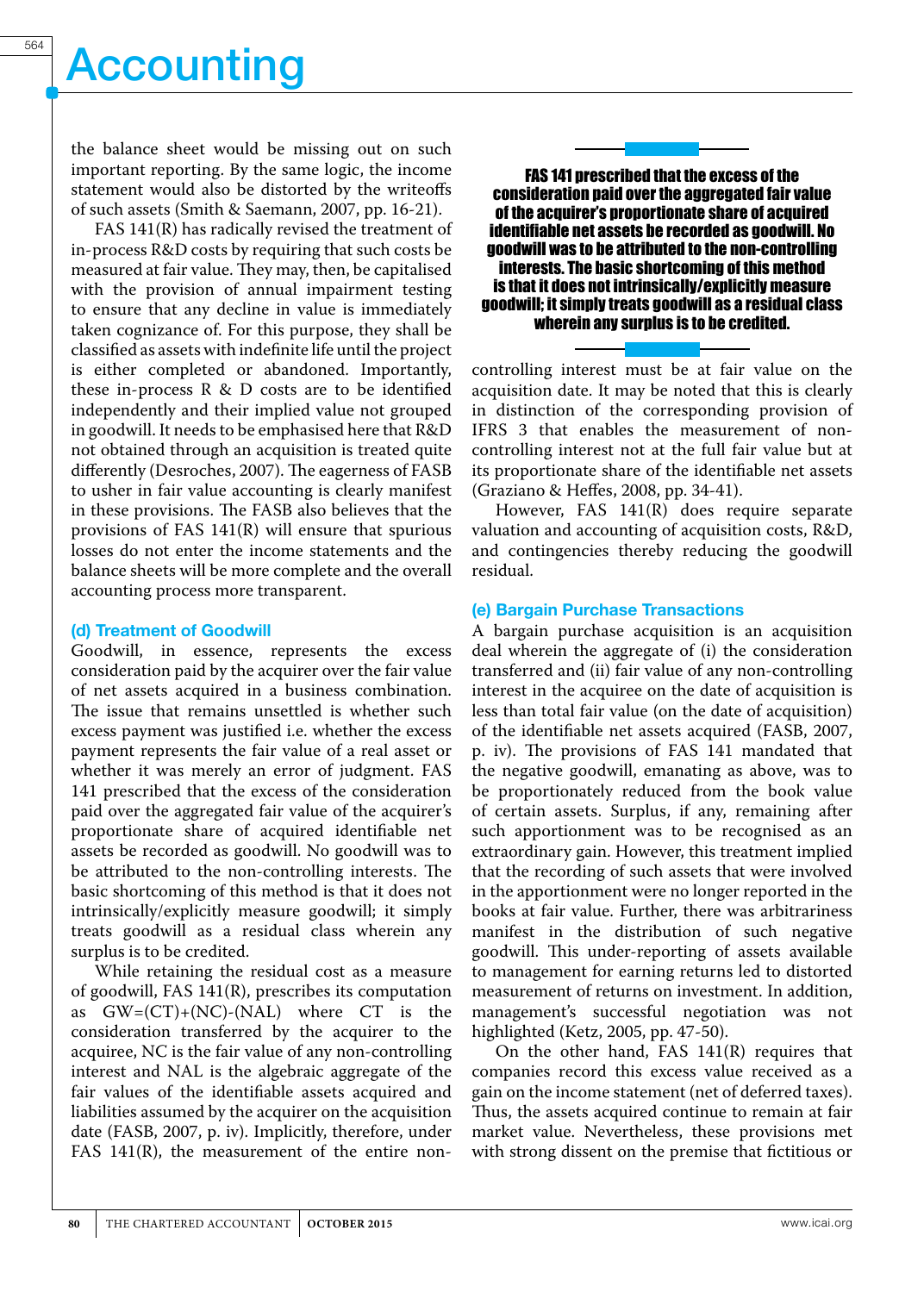the balance sheet would be missing out on such important reporting. By the same logic, the income statement would also be distorted by the writeoffs of such assets (Smith & Saemann, 2007, pp. 16-21).

FAS 141(R) has radically revised the treatment of in-process R&D costs by requiring that such costs be measured at fair value. They may, then, be capitalised with the provision of annual impairment testing to ensure that any decline in value is immediately taken cognizance of. For this purpose, they shall be classified as assets with indefinite life until the project is either completed or abandoned. Importantly, these in-process R & D costs are to be identified independently and their implied value not grouped in goodwill. It needs to be emphasised here that R&D not obtained through an acquisition is treated quite differently (Desroches, 2007). The eagerness of FASB to usher in fair value accounting is clearly manifest in these provisions. The FASB also believes that the provisions of FAS 141(R) will ensure that spurious losses do not enter the income statements and the balance sheets will be more complete and the overall accounting process more transparent.

### (d) Treatment of Goodwill

Goodwill, in essence, represents the excess consideration paid by the acquirer over the fair value of net assets acquired in a business combination. The issue that remains unsettled is whether such excess payment was justified i.e. whether the excess payment represents the fair value of a real asset or whether it was merely an error of judgment. FAS 141 prescribed that the excess of the consideration paid over the aggregated fair value of the acquirer's proportionate share of acquired identifiable net assets be recorded as goodwill. No goodwill was to be attributed to the non-controlling interests. The basic shortcoming of this method is that it does not intrinsically/explicitly measure goodwill; it simply treats goodwill as a residual class wherein any surplus is to be credited.

While retaining the residual cost as a measure of goodwill, FAS 141(R), prescribes its computation as GW=(CT)+(NC)-(NAL) where CT is the consideration transferred by the acquirer to the acquiree, NC is the fair value of any non-controlling interest and NAL is the algebraic aggregate of the fair values of the identifiable assets acquired and liabilities assumed by the acquirer on the acquisition date (FASB, 2007, p. iv). Implicitly, therefore, under FAS 141(R), the measurement of the entire non-

**FAS 141 prescribed that the excess of the consideration paid over the aggregated fair value of the acquirer's proportionate share of acquired identifiable net assets be recorded as goodwill. No goodwill was to be attributed to the non-controlling interests. The basic shortcoming of this method is that it does not intrinsically/explicitly measure goodwill; it simply treats goodwill as a residual class wherein any surplus is to be credited.**

controlling interest must be at fair value on the acquisition date. It may be noted that this is clearly in distinction of the corresponding provision of IFRS 3 that enables the measurement of non-controlling interest not at the full fair value but at its proportionate share of the identifiable net assets (Graziano & Heffes, 2008, pp. 34-41).

However, FAS 141(R) does require separate valuation and accounting of acquisition costs, R&D, and contingencies thereby reducing the goodwill residual.

### (e) Bargain Purchase Transactions

A bargain purchase acquisition is an acquisition deal wherein the aggregate of (i) the consideration transferred and (ii) fair value of any non-controlling interest in the acquiree on the date of acquisition is less than total fair value (on the date of acquisition) of the identifiable net assets acquired (FASB, 2007, p. iv). The provisions of FAS 141 mandated that the negative goodwill, emanating as above, was to be proportionately reduced from the book value of certain assets. Surplus, if any, remaining after such apportionment was to be recognised as an extraordinary gain. However, this treatment implied that the recording of such assets that were involved in the apportionment were no longer reported in the books at fair value. Further, there was arbitrariness manifest in the distribution of such negative goodwill. This under-reporting of assets available to management for earning returns led to distorted measurement of returns on investment. In addition, management's successful negotiation was not highlighted (Ketz, 2005, pp. 47-50).

On the other hand, FAS 141(R) requires that companies record this excess value received as a gain on the income statement (net of deferred taxes). Thus, the assets acquired continue to remain at fair market value. Nevertheless, these provisions met with strong dissent on the premise that fictitious or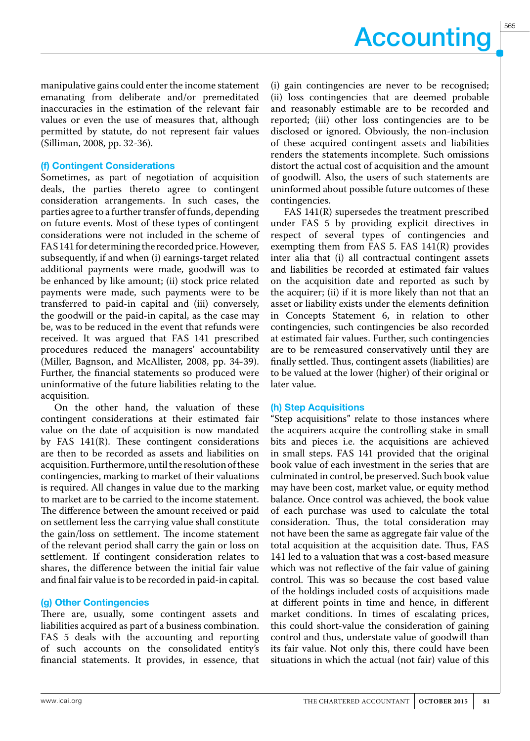manipulative gains could enter the income statement emanating from deliberate and/or premeditated inaccuracies in the estimation of the relevant fair values or even the use of measures that, although permitted by statute, do not represent fair values (Silliman, 2008, pp. 32-36).

### (f) Contingent Considerations

Sometimes, as part of negotiation of acquisition deals, the parties thereto agree to contingent consideration arrangements. In such cases, the parties agree to a further transfer of funds, depending on future events. Most of these types of contingent considerations were not included in the scheme of FAS 141 for determining the recorded price. However, subsequently, if and when (i) earnings-target related additional payments were made, goodwill was to be enhanced by like amount; (ii) stock price related payments were made, such payments were to be transferred to paid-in capital and (iii) conversely, the goodwill or the paid-in capital, as the case may be, was to be reduced in the event that refunds were received. It was argued that FAS 141 prescribed procedures reduced the managers' accountability (Miller, Bagnson, and McAllister, 2008, pp. 34-39). Further, the financial statements so produced were uninformative of the future liabilities relating to the acquisition.

On the other hand, the valuation of these contingent considerations at their estimated fair value on the date of acquisition is now mandated by FAS 141(R). These contingent considerations are then to be recorded as assets and liabilities on acquisition. Furthermore, until the resolution of these contingencies, marking to market of their valuations is required. All changes in value due to the marking to market are to be carried to the income statement. The difference between the amount received or paid on settlement less the carrying value shall constitute the gain/loss on settlement. The income statement of the relevant period shall carry the gain or loss on settlement. If contingent consideration relates to shares, the difference between the initial fair value and final fair value is to be recorded in paid-in capital.

### (g) Other Contingencies

There are, usually, some contingent assets and liabilities acquired as part of a business combination. FAS 5 deals with the accounting and reporting of such accounts on the consolidated entity's financial statements. It provides, in essence, that (i) gain contingencies are never to be recognised; (ii) loss contingencies that are deemed probable and reasonably estimable are to be recorded and reported; (iii) other loss contingencies are to be disclosed or ignored. Obviously, the non-inclusion of these acquired contingent assets and liabilities renders the statements incomplete. Such omissions distort the actual cost of acquisition and the amount of goodwill. Also, the users of such statements are uninformed about possible future outcomes of these contingencies.

FAS 141(R) supersedes the treatment prescribed under FAS 5 by providing explicit directives in respect of several types of contingencies and exempting them from FAS 5. FAS 141(R) provides inter alia that (i) all contractual contingent assets and liabilities be recorded at estimated fair values on the acquisition date and reported as such by the acquirer; (ii) if it is more likely than not that an asset or liability exists under the elements definition in Concepts Statement 6, in relation to other contingencies, such contingencies be also recorded at estimated fair values. Further, such contingencies are to be remeasured conservatively until they are finally settled. Thus, contingent assets (liabilities) are to be valued at the lower (higher) of their original or later value.

### (h) Step Acquisitions

"Step acquisitions" relate to those instances where the acquirers acquire the controlling stake in small bits and pieces i.e. the acquisitions are achieved in small steps. FAS 141 provided that the original book value of each investment in the series that are culminated in control, be preserved. Such book value may have been cost, market value, or equity method balance. Once control was achieved, the book value of each purchase was used to calculate the total consideration. Thus, the total consideration may not have been the same as aggregate fair value of the total acquisition at the acquisition date. Thus, FAS 141 led to a valuation that was a cost-based measure which was not reflective of the fair value of gaining control. This was so because the cost based value of the holdings included costs of acquisitions made at different points in time and hence, in different market conditions. In times of escalating prices, this could short-value the consideration of gaining control and thus, understate value of goodwill than its fair value. Not only this, there could have been situations in which the actual (not fair) value of this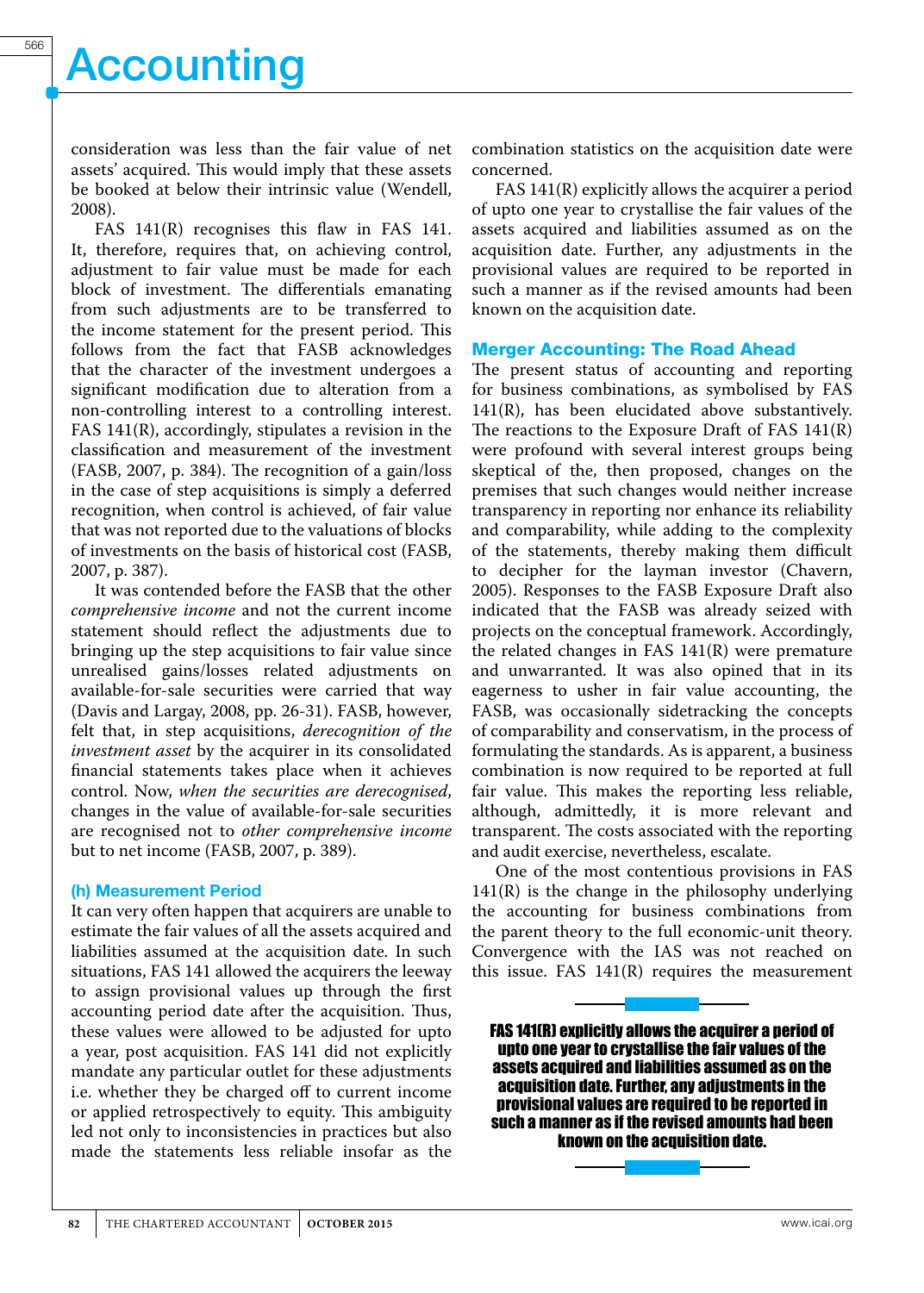consideration was less than the fair value of net assets' acquired. This would imply that these assets be booked at below their intrinsic value (Wendell, 2008).

FAS 141(R) recognises this flaw in FAS 141. It, therefore, requires that, on achieving control, adjustment to fair value must be made for each block of investment. The differentials emanating from such adjustments are to be transferred to the income statement for the present period. This follows from the fact that FASB acknowledges that the character of the investment undergoes a significant modification due to alteration from a non-controlling interest to a controlling interest. FAS 141(R), accordingly, stipulates a revision in the classification and measurement of the investment (FASB, 2007, p. 384). The recognition of a gain/loss in the case of step acquisitions is simply a deferred recognition, when control is achieved, of fair value that was not reported due to the valuations of blocks of investments on the basis of historical cost (FASB, 2007, p. 387).

It was contended before the FASB that the other *comprehensive income* and not the current income statement should reflect the adjustments due to bringing up the step acquisitions to fair value since unrealised gains/losses related adjustments on available-for-sale securities were carried that way (Davis and Largay, 2008, pp. 26-31). FASB, however, felt that, in step acquisitions, *derecognition of the investment asset* by the acquirer in its consolidated financial statements takes place when it achieves control. Now, *when the securities are derecognised*, changes in the value of available-for-sale securities are recognised not to *other comprehensive income* but to net income (FASB, 2007, p. 389).

### (h) Measurement Period

It can very often happen that acquirers are unable to estimate the fair values of all the assets acquired and liabilities assumed at the acquisition date. In such situations, FAS 141 allowed the acquirers the leeway to assign provisional values up through the first accounting period date after the acquisition. Thus, these values were allowed to be adjusted for upto a year, post acquisition. FAS 141 did not explicitly mandate any particular outlet for these adjustments i.e. whether they be charged off to current income or applied retrospectively to equity. This ambiguity led not only to inconsistencies in practices but also made the statements less reliable insofar as the combination statistics on the acquisition date were concerned.

FAS 141(R) explicitly allows the acquirer a period of upto one year to crystallise the fair values of the assets acquired and liabilities assumed as on the acquisition date. Further, any adjustments in the provisional values are required to be reported in such a manner as if the revised amounts had been known on the acquisition date.

## Merger Accounting: The Road Ahead

The present status of accounting and reporting for business combinations, as symbolised by FAS 141(R), has been elucidated above substantively. The reactions to the Exposure Draft of FAS 141(R) were profound with several interest groups being skeptical of the, then proposed, changes on the premises that such changes would neither increase transparency in reporting nor enhance its reliability and comparability, while adding to the complexity of the statements, thereby making them difficult to decipher for the layman investor (Chavern, 2005). Responses to the FASB Exposure Draft also indicated that the FASB was already seized with projects on the conceptual framework. Accordingly, the related changes in FAS 141(R) were premature and unwarranted. It was also opined that in its eagerness to usher in fair value accounting, the FASB, was occasionally sidetracking the concepts of comparability and conservatism, in the process of formulating the standards. As is apparent, a business combination is now required to be reported at full fair value. This makes the reporting less reliable, although, admittedly, it is more relevant and transparent. The costs associated with the reporting and audit exercise, nevertheless, escalate.

One of the most contentious provisions in FAS 141(R) is the change in the philosophy underlying the accounting for business combinations from the parent theory to the full economic-unit theory. Convergence with the IAS was not reached on this issue. FAS 141(R) requires the measurement

**FAS 141(R) explicitly allows the acquirer a period of upto one year to crystallise the fair values of the assets acquired and liabilities assumed as on the acquisition date. Further, any adjustments in the provisional values are required to be reported in such a manner as if the revised amounts had been known on the acquisition date.**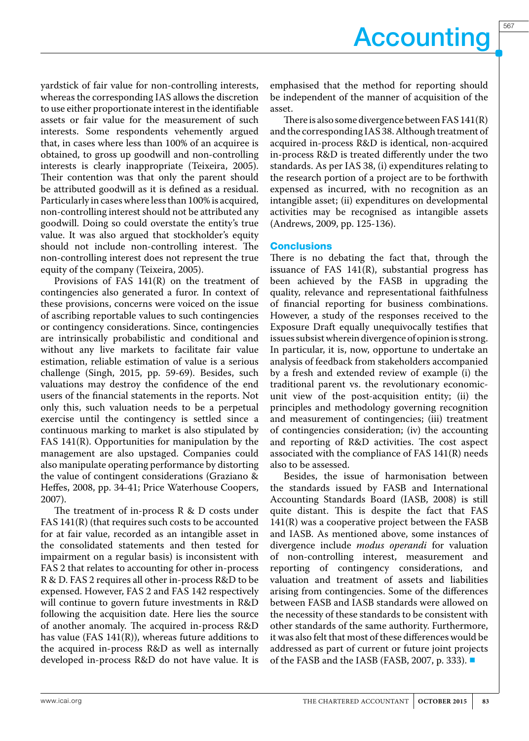yardstick of fair value for non-controlling interests, whereas the corresponding IAS allows the discretion to use either proportionate interest in the identifiable assets or fair value for the measurement of such interests. Some respondents vehemently argued that, in cases where less than 100% of an acquiree is obtained, to gross up goodwill and non-controlling interests is clearly inappropriate (Teixeira, 2005). Their contention was that only the parent should be attributed goodwill as it is defined as a residual. Particularly in cases where less than 100% is acquired, non-controlling interest should not be attributed any goodwill. Doing so could overstate the entity's true value. It was also argued that stockholder's equity should not include non-controlling interest. The non-controlling interest does not represent the true equity of the company (Teixeira, 2005).

Provisions of FAS 141(R) on the treatment of contingencies also generated a furor. In context of these provisions, concerns were voiced on the issue of ascribing reportable values to such contingencies or contingency considerations. Since, contingencies are intrinsically probabilistic and conditional and without any live markets to facilitate fair value estimation, reliable estimation of value is a serious challenge (Singh, 2015, pp. 59-69). Besides, such valuations may destroy the confidence of the end users of the financial statements in the reports. Not only this, such valuation needs to be a perpetual exercise until the contingency is settled since a continuous marking to market is also stipulated by FAS 141(R). Opportunities for manipulation by the management are also upstaged. Companies could also manipulate operating performance by distorting the value of contingent considerations (Graziano & Heffes, 2008, pp. 34-41; Price Waterhouse Coopers, 2007).

The treatment of in-process R & D costs under FAS 141(R) (that requires such costs to be accounted for at fair value, recorded as an intangible asset in the consolidated statements and then tested for impairment on a regular basis) is inconsistent with FAS 2 that relates to accounting for other in-process R & D. FAS 2 requires all other in-process R&D to be expensed. However, FAS 2 and FAS 142 respectively will continue to govern future investments in R&D following the acquisition date. Here lies the source of another anomaly. The acquired in-process R&D has value (FAS 141(R)), whereas future additions to the acquired in-process R&D as well as internally developed in-process R&D do not have value. It is emphasised that the method for reporting should be independent of the manner of acquisition of the asset.

There is also some divergence between FAS 141(R) and the corresponding IAS 38. Although treatment of acquired in-process R&D is identical, non-acquired in-process R&D is treated differently under the two standards. As per IAS 38, (i) expenditures relating to the research portion of a project are to be forthwith expensed as incurred, with no recognition as an intangible asset; (ii) expenditures on developmental activities may be recognised as intangible assets (Andrews, 2009, pp. 125-136).

## Conclusions

There is no debating the fact that, through the issuance of FAS 141(R), substantial progress has been achieved by the FASB in upgrading the quality, relevance and representational faithfulness of financial reporting for business combinations. However, a study of the responses received to the Exposure Draft equally unequivocally testifies that issues subsist wherein divergence of opinion is strong. In particular, it is, now, opportune to undertake an analysis of feedback from stakeholders accompanied by a fresh and extended review of example (i) the traditional parent vs. the revolutionary economic-unit view of the post-acquisition entity; (ii) the principles and methodology governing recognition and measurement of contingencies; (iii) treatment of contingencies consideration; (iv) the accounting and reporting of R&D activities. The cost aspect associated with the compliance of FAS 141(R) needs also to be assessed.

Besides, the issue of harmonisation between the standards issued by FASB and International Accounting Standards Board (IASB, 2008) is still quite distant. This is despite the fact that FAS 141(R) was a cooperative project between the FASB and IASB. As mentioned above, some instances of divergence include *modus operandi* for valuation of non-controlling interest, measurement and reporting of contingency considerations, and valuation and treatment of assets and liabilities arising from contingencies. Some of the differences between FASB and IASB standards were allowed on the necessity of these standards to be consistent with other standards of the same authority. Furthermore, it was also felt that most of these differences would be addressed as part of current or future joint projects of the FASB and the IASB (FASB, 2007, p. 333). ■